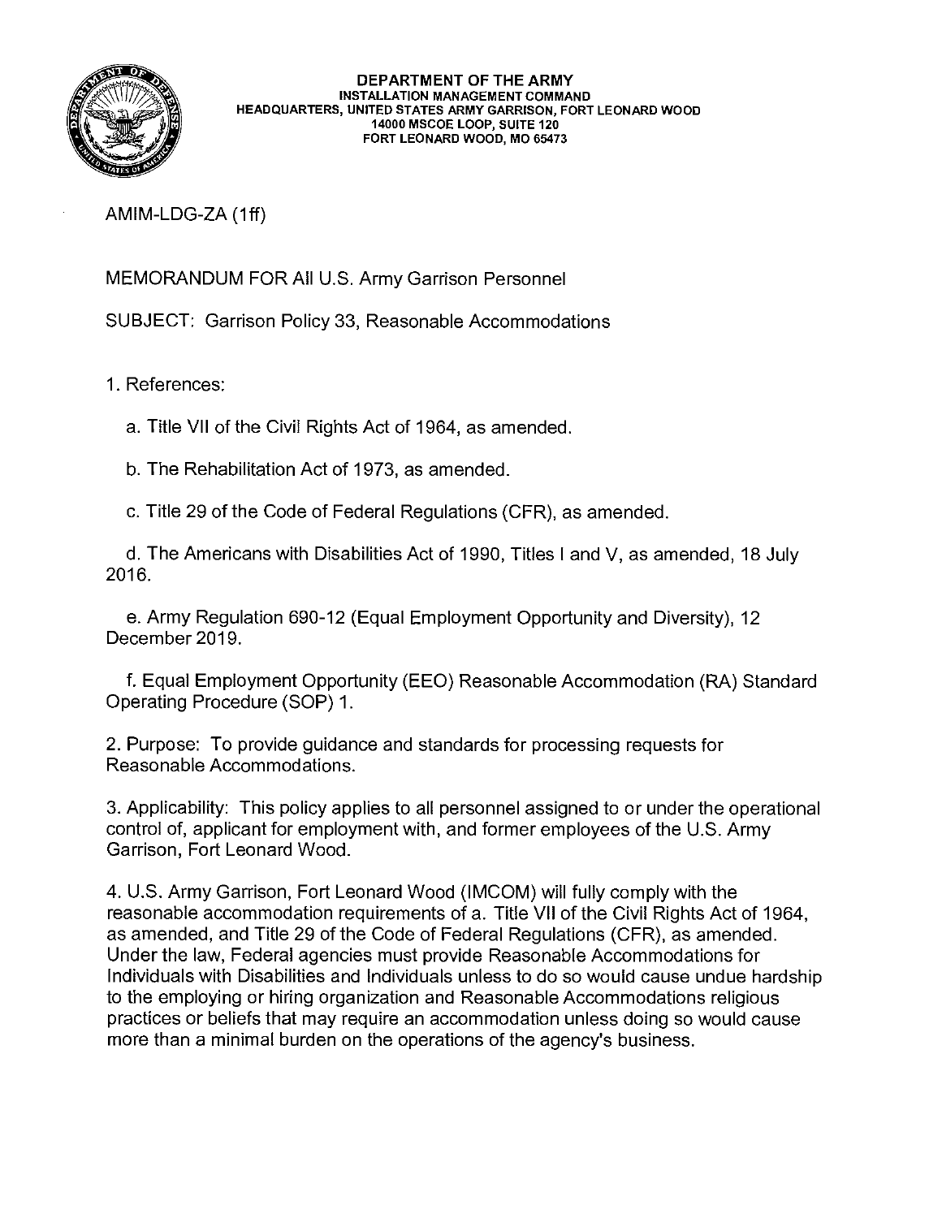**DEPARTMENT OF THE ARMY**
**INSTALLATION MANAGEMENT COMMAND**
**HEADQUARTERS, UNITED STATES ARMY GARRISON, FORT LEONARD WOOD**
**14000 MSCOE LOOP, SUITE 120**
**FORT LEONARD WOOD, MO 65473**

AMIM-LDG-ZA (1ff)

MEMORANDUM FOR All U.S. Army Garrison Personnel

SUBJECT: Garrison Policy 33, Reasonable Accommodations

1. References:

   a. Title VII of the Civil Rights Act of 1964, as amended.

   b. The Rehabilitation Act of 1973, as amended.

   c. Title 29 of the Code of Federal Regulations (CFR), as amended.

   d. The Americans with Disabilities Act of 1990, Titles I and V, as amended, 18 July 2016.

   e. Army Regulation 690-12 (Equal Employment Opportunity and Diversity), 12 December 2019.

   f. Equal Employment Opportunity (EEO) Reasonable Accommodation (RA) Standard Operating Procedure (SOP) 1.

2. Purpose: To provide guidance and standards for processing requests for Reasonable Accommodations.

3. Applicability: This policy applies to all personnel assigned to or under the operational control of, applicant for employment with, and former employees of the U.S. Army Garrison, Fort Leonard Wood.

4. U.S. Army Garrison, Fort Leonard Wood (IMCOM) will fully comply with the reasonable accommodation requirements of a. Title VII of the Civil Rights Act of 1964, as amended, and Title 29 of the Code of Federal Regulations (CFR), as amended. Under the law, Federal agencies must provide Reasonable Accommodations for Individuals with Disabilities and Individuals unless to do so would cause undue hardship to the employing or hiring organization and Reasonable Accommodations religious practices or beliefs that may require an accommodation unless doing so would cause more than a minimal burden on the operations of the agency's business.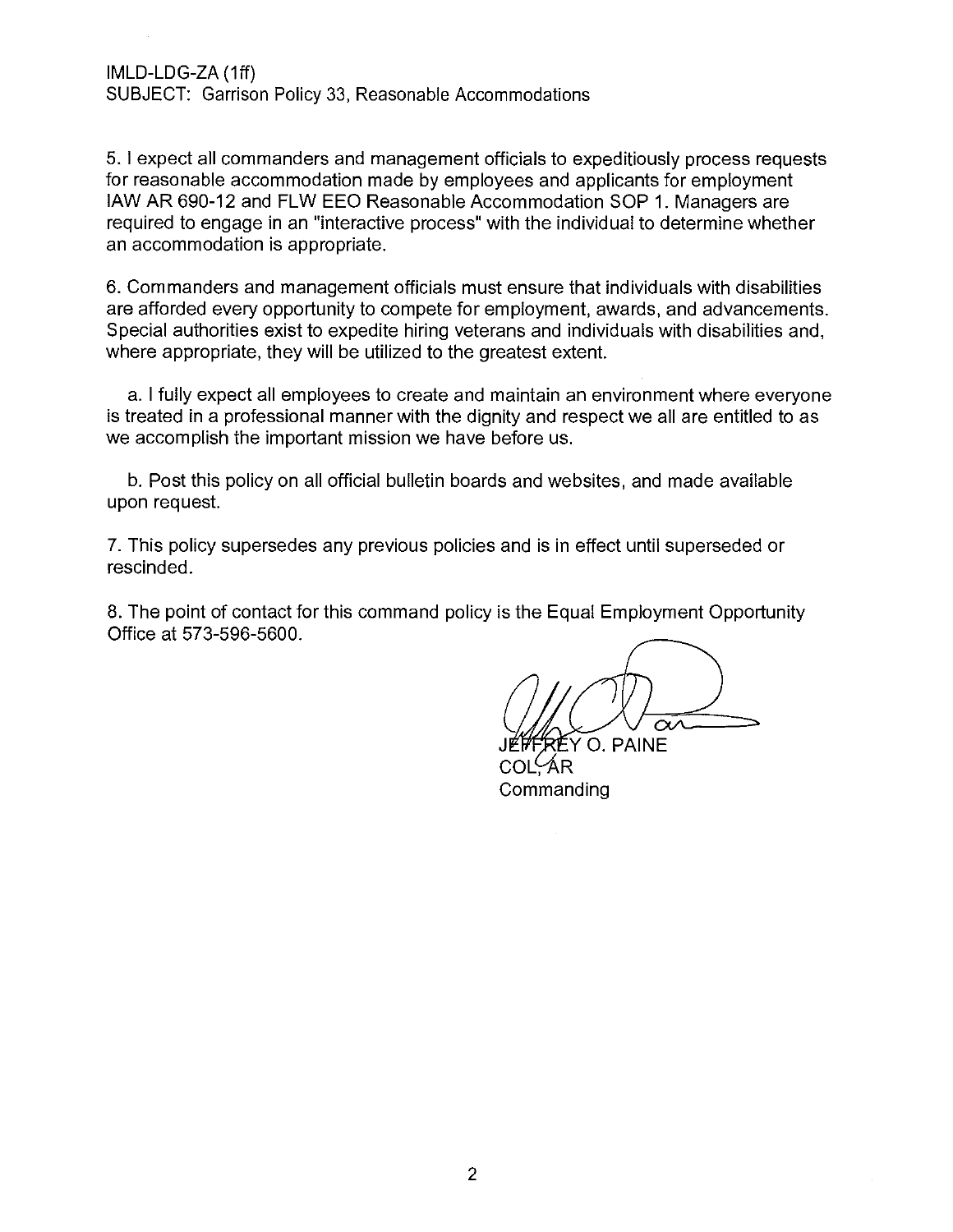IMLD-LDG-ZA (1ff)
SUBJECT: Garrison Policy 33, Reasonable Accommodations

5. I expect all commanders and management officials to expeditiously process requests for reasonable accommodation made by employees and applicants for employment IAW AR 690-12 and FLW EEO Reasonable Accommodation SOP 1. Managers are required to engage in an "interactive process" with the individual to determine whether an accommodation is appropriate.

6. Commanders and management officials must ensure that individuals with disabilities are afforded every opportunity to compete for employment, awards, and advancements. Special authorities exist to expedite hiring veterans and individuals with disabilities and, where appropriate, they will be utilized to the greatest extent.

a. I fully expect all employees to create and maintain an environment where everyone is treated in a professional manner with the dignity and respect we all are entitled to as we accomplish the important mission we have before us.

b. Post this policy on all official bulletin boards and websites, and made available upon request.

7. This policy supersedes any previous policies and is in effect until superseded or rescinded.

8. The point of contact for this command policy is the Equal Employment Opportunity Office at 573-596-5600.

JEFFREY O. PAINE
COL, AR
Commanding